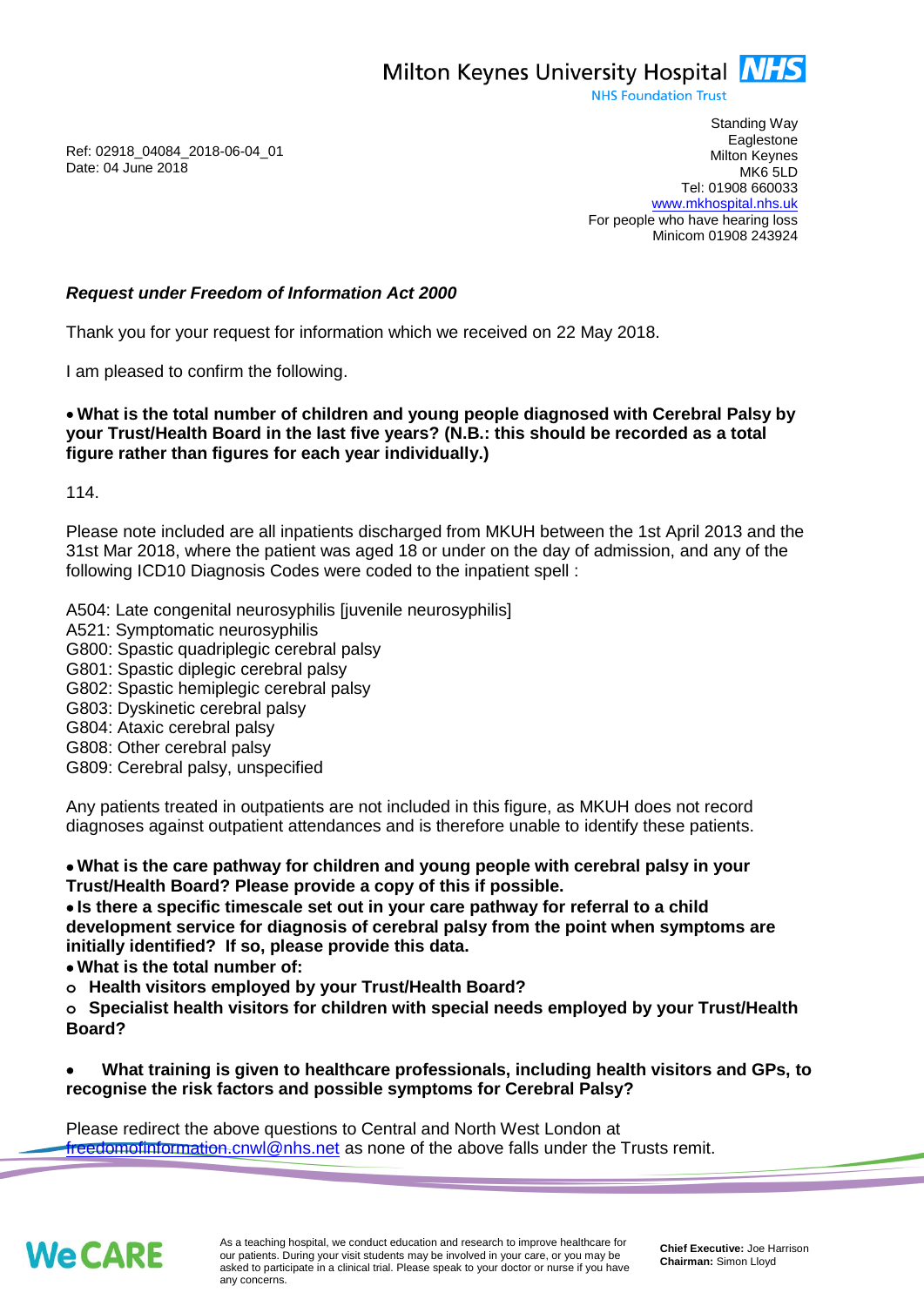Milton Keynes University Hospital NHS
NHS Foundation Trust

Standing Way
Eaglestone
Milton Keynes
MK6 5LD
Tel: 01908 660033
www.mkhospital.nhs.uk
For people who have hearing loss
Minicom 01908 243924

Ref: 02918_04084_2018-06-04_01
Date: 04 June 2018

***Request under Freedom of Information Act 2000***

Thank you for your request for information which we received on 22 May 2018.

I am pleased to confirm the following.

- **What is the total number of children and young people diagnosed with Cerebral Palsy by your Trust/Health Board in the last five years? (N.B.: this should be recorded as a total figure rather than figures for each year individually.)**

114.

Please note included are all inpatients discharged from MKUH between the 1st April 2013 and the 31st Mar 2018, where the patient was aged 18 or under on the day of admission, and any of the following ICD10 Diagnosis Codes were coded to the inpatient spell :

A504: Late congenital neurosyphilis [juvenile neurosyphilis]
A521: Symptomatic neurosyphilis
G800: Spastic quadriplegic cerebral palsy
G801: Spastic diplegic cerebral palsy
G802: Spastic hemiplegic cerebral palsy
G803: Dyskinetic cerebral palsy
G804: Ataxic cerebral palsy
G808: Other cerebral palsy
G809: Cerebral palsy, unspecified

Any patients treated in outpatients are not included in this figure, as MKUH does not record diagnoses against outpatient attendances and is therefore unable to identify these patients.

- **What is the care pathway for children and young people with cerebral palsy in your Trust/Health Board? Please provide a copy of this if possible.**
- **Is there a specific timescale set out in your care pathway for referral to a child development service for diagnosis of cerebral palsy from the point when symptoms are initially identified? If so, please provide this data.**
- **What is the total number of:**
  - **Health visitors employed by your Trust/Health Board?**
  - **Specialist health visitors for children with special needs employed by your Trust/Health Board?**

- **What training is given to healthcare professionals, including health visitors and GPs, to recognise the risk factors and possible symptoms for Cerebral Palsy?**

Please redirect the above questions to Central and North West London at freedomofinformation.cnwl@nhs.net as none of the above falls under the Trusts remit.

WeCARE

As a teaching hospital, we conduct education and research to improve healthcare for our patients. During your visit students may be involved in your care, or you may be asked to participate in a clinical trial. Please speak to your doctor or nurse if you have any concerns.

**Chief Executive:** Joe Harrison
**Chairman:** Simon Lloyd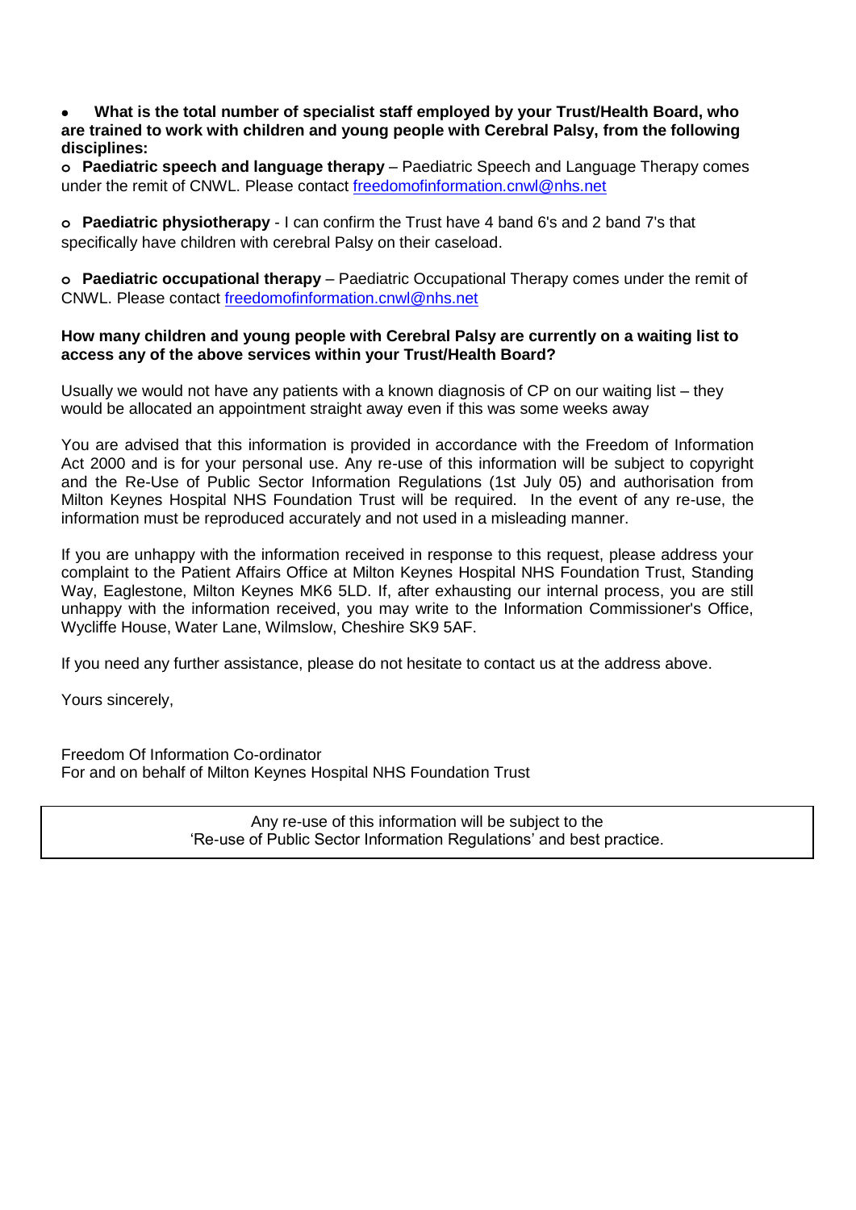- **What is the total number of specialist staff employed by your Trust/Health Board, who are trained to work with children and young people with Cerebral Palsy, from the following disciplines:**
  - **Paediatric speech and language therapy** – Paediatric Speech and Language Therapy comes under the remit of CNWL. Please contact freedomofinformation.cnwl@nhs.net
  - **Paediatric physiotherapy** - I can confirm the Trust have 4 band 6's and 2 band 7's that specifically have children with cerebral Palsy on their caseload.
  - **Paediatric occupational therapy** – Paediatric Occupational Therapy comes under the remit of CNWL. Please contact freedomofinformation.cnwl@nhs.net

**How many children and young people with Cerebral Palsy are currently on a waiting list to access any of the above services within your Trust/Health Board?**

Usually we would not have any patients with a known diagnosis of CP on our waiting list – they would be allocated an appointment straight away even if this was some weeks away

You are advised that this information is provided in accordance with the Freedom of Information Act 2000 and is for your personal use. Any re-use of this information will be subject to copyright and the Re-Use of Public Sector Information Regulations (1st July 05) and authorisation from Milton Keynes Hospital NHS Foundation Trust will be required. In the event of any re-use, the information must be reproduced accurately and not used in a misleading manner.

If you are unhappy with the information received in response to this request, please address your complaint to the Patient Affairs Office at Milton Keynes Hospital NHS Foundation Trust, Standing Way, Eaglestone, Milton Keynes MK6 5LD. If, after exhausting our internal process, you are still unhappy with the information received, you may write to the Information Commissioner's Office, Wycliffe House, Water Lane, Wilmslow, Cheshire SK9 5AF.

If you need any further assistance, please do not hesitate to contact us at the address above.

Yours sincerely,

Freedom Of Information Co-ordinator
For and on behalf of Milton Keynes Hospital NHS Foundation Trust

Any re-use of this information will be subject to the
'Re-use of Public Sector Information Regulations' and best practice.